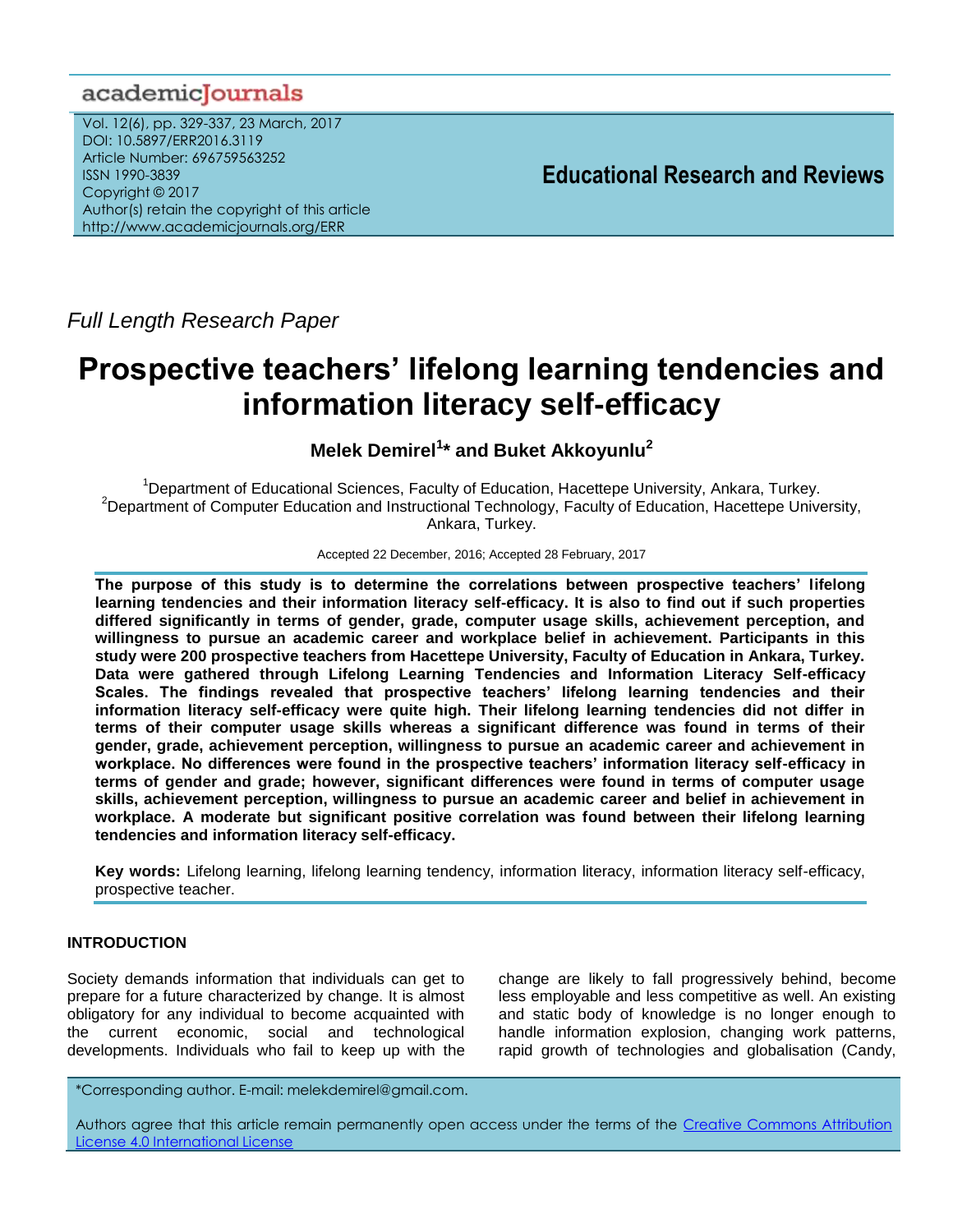*Full Length Research Paper*

# Prospective teachers' lifelong learning tendencies and information literacy self-efficacy

**Melek Demirel[1]* and Buket Akkoyunlu[2]**

[1]Department of Educational Sciences, Faculty of Education, Hacettepe University, Ankara, Turkey.
[2]Department of Computer Education and Instructional Technology, Faculty of Education, Hacettepe University, Ankara, Turkey.

Accepted 22 December, 2016; Accepted 28 February, 2017

**The purpose of this study is to determine the correlations between prospective teachers' lifelong learning tendencies and their information literacy self-efficacy. It is also to find out if such properties differed significantly in terms of gender, grade, computer usage skills, achievement perception, and willingness to pursue an academic career and workplace belief in achievement. Participants in this study were 200 prospective teachers from Hacettepe University, Faculty of Education in Ankara, Turkey. Data were gathered through Lifelong Learning Tendencies and Information Literacy Self-efficacy Scales. The findings revealed that prospective teachers' lifelong learning tendencies and their information literacy self-efficacy were quite high. Their lifelong learning tendencies did not differ in terms of their computer usage skills whereas a significant difference was found in terms of their gender, grade, achievement perception, willingness to pursue an academic career and achievement in workplace. No differences were found in the prospective teachers' information literacy self-efficacy in terms of gender and grade; however, significant differences were found in terms of computer usage skills, achievement perception, willingness to pursue an academic career and belief in achievement in workplace. A moderate but significant positive correlation was found between their lifelong learning tendencies and information literacy self-efficacy.**

**Key words:** Lifelong learning, lifelong learning tendency, information literacy, information literacy self-efficacy, prospective teacher.

## INTRODUCTION

Society demands information that individuals can get to prepare for a future characterized by change. It is almost obligatory for any individual to become acquainted with the current economic, social and technological developments. Individuals who fail to keep up with the change are likely to fall progressively behind, become less employable and less competitive as well. An existing and static body of knowledge is no longer enough to handle information explosion, changing work patterns, rapid growth of technologies and globalisation (Candy,

*Corresponding author. E-mail: melekdemirel@gmail.com.

Authors agree that this article remain permanently open access under the terms of the Creative Commons Attribution License 4.0 International License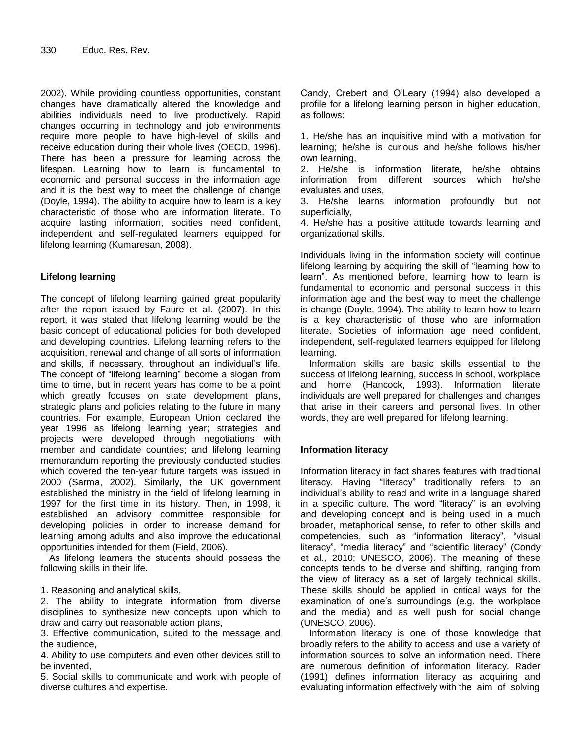2002). While providing countless opportunities, constant changes have dramatically altered the knowledge and abilities individuals need to live productively. Rapid changes occurring in technology and job environments require more people to have high-level of skills and receive education during their whole lives (OECD, 1996). There has been a pressure for learning across the lifespan. Learning how to learn is fundamental to economic and personal success in the information age and it is the best way to meet the challenge of change (Doyle, 1994). The ability to acquire how to learn is a key characteristic of those who are information literate. To acquire lasting information, socities need confident, independent and self-regulated learners equipped for lifelong learning (Kumaresan, 2008).

## Lifelong learning

The concept of lifelong learning gained great popularity after the report issued by Faure et al. (2007). In this report, it was stated that lifelong learning would be the basic concept of educational policies for both developed and developing countries. Lifelong learning refers to the acquisition, renewal and change of all sorts of information and skills, if necessary, throughout an individual's life. The concept of "lifelong learning" become a slogan from time to time, but in recent years has come to be a point which greatly focuses on state development plans, strategic plans and policies relating to the future in many countries. For example, European Union declared the year 1996 as lifelong learning year; strategies and projects were developed through negotiations with member and candidate countries; and lifelong learning memorandum reporting the previously conducted studies which covered the ten-year future targets was issued in 2000 (Sarma, 2002). Similarly, the UK government established the ministry in the field of lifelong learning in 1997 for the first time in its history. Then, in 1998, it established an advisory committee responsible for developing policies in order to increase demand for learning among adults and also improve the educational opportunities intended for them (Field, 2006).

As lifelong learners the students should possess the following skills in their life.

1. Reasoning and analytical skills,
2. The ability to integrate information from diverse disciplines to synthesize new concepts upon which to draw and carry out reasonable action plans,
3. Effective communication, suited to the message and the audience,
4. Ability to use computers and even other devices still to be invented,
5. Social skills to communicate and work with people of diverse cultures and expertise.

Candy, Crebert and O'Leary (1994) also developed a profile for a lifelong learning person in higher education, as follows:

1. He/she has an inquisitive mind with a motivation for learning; he/she is curious and he/she follows his/her own learning,
2. He/she is information literate, he/she obtains information from different sources which he/she evaluates and uses,
3. He/she learns information profoundly but not superficially,
4. He/she has a positive attitude towards learning and organizational skills.

Individuals living in the information society will continue lifelong learning by acquiring the skill of "learning how to learn". As mentioned before, learning how to learn is fundamental to economic and personal success in this information age and the best way to meet the challenge is change (Doyle, 1994). The ability to learn how to learn is a key characteristic of those who are information literate. Societies of information age need confident, independent, self-regulated learners equipped for lifelong learning.

Information skills are basic skills essential to the success of lifelong learning, success in school, workplace and home (Hancock, 1993). Information literate individuals are well prepared for challenges and changes that arise in their careers and personal lives. In other words, they are well prepared for lifelong learning.

## Information literacy

Information literacy in fact shares features with traditional literacy. Having "literacy" traditionally refers to an individual's ability to read and write in a language shared in a specific culture. The word "literacy" is an evolving and developing concept and is being used in a much broader, metaphorical sense, to refer to other skills and competencies, such as "information literacy", "visual literacy", "media literacy" and "scientific literacy" (Condy et al., 2010; UNESCO, 2006). The meaning of these concepts tends to be diverse and shifting, ranging from the view of literacy as a set of largely technical skills. These skills should be applied in critical ways for the examination of one's surroundings (e.g. the workplace and the media) and as well push for social change (UNESCO, 2006).

Information literacy is one of those knowledge that broadly refers to the ability to access and use a variety of information sources to solve an information need. There are numerous definition of information literacy. Rader (1991) defines information literacy as acquiring and evaluating information effectively with the aim of solving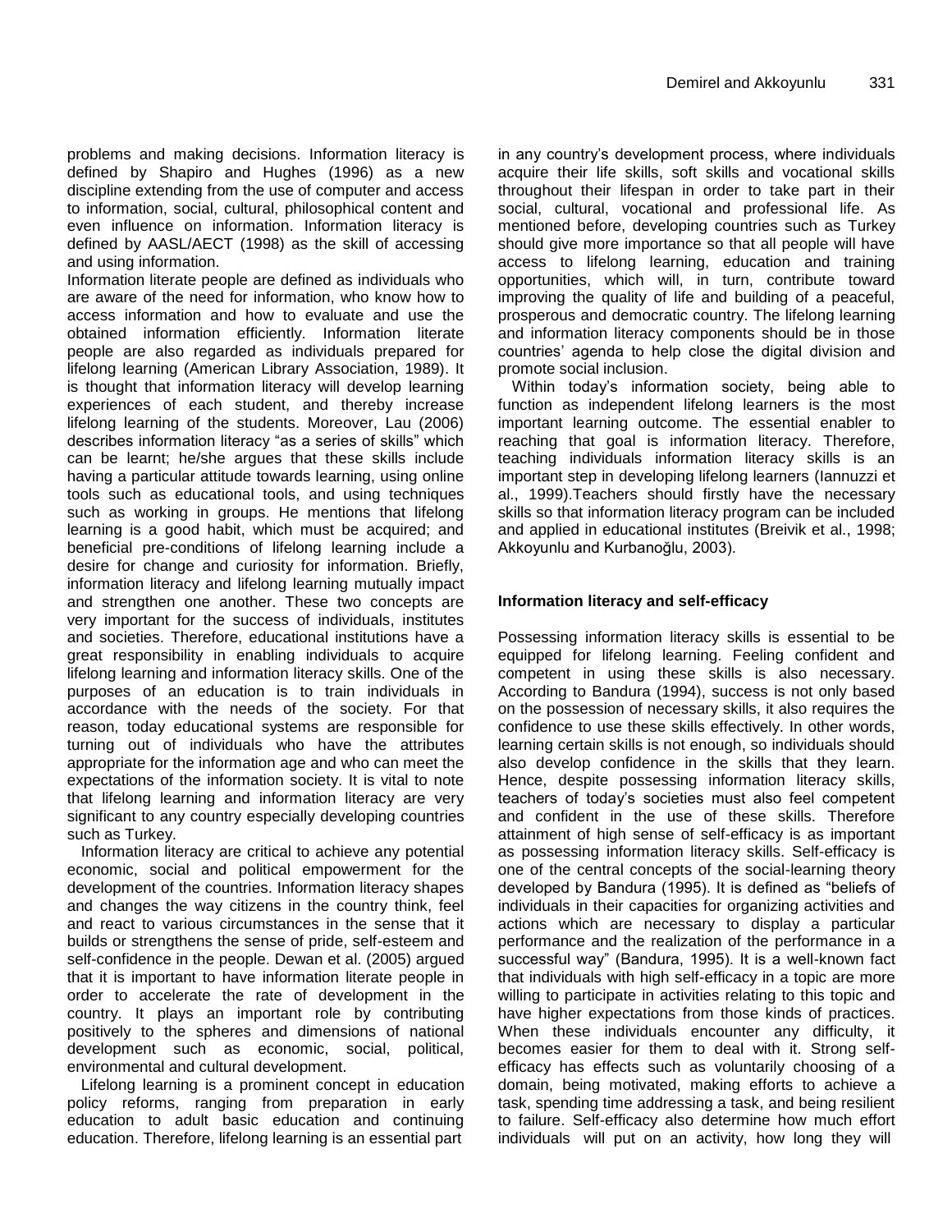problems and making decisions. Information literacy is defined by Shapiro and Hughes (1996) as a new discipline extending from the use of computer and access to information, social, cultural, philosophical content and even influence on information. Information literacy is defined by AASL/AECT (1998) as the skill of accessing and using information.

Information literate people are defined as individuals who are aware of the need for information, who know how to access information and how to evaluate and use the obtained information efficiently. Information literate people are also regarded as individuals prepared for lifelong learning (American Library Association, 1989). It is thought that information literacy will develop learning experiences of each student, and thereby increase lifelong learning of the students. Moreover, Lau (2006) describes information literacy "as a series of skills" which can be learnt; he/she argues that these skills include having a particular attitude towards learning, using online tools such as educational tools, and using techniques such as working in groups. He mentions that lifelong learning is a good habit, which must be acquired; and beneficial pre-conditions of lifelong learning include a desire for change and curiosity for information. Briefly, information literacy and lifelong learning mutually impact and strengthen one another. These two concepts are very important for the success of individuals, institutes and societies. Therefore, educational institutions have a great responsibility in enabling individuals to acquire lifelong learning and information literacy skills. One of the purposes of an education is to train individuals in accordance with the needs of the society. For that reason, today educational systems are responsible for turning out of individuals who have the attributes appropriate for the information age and who can meet the expectations of the information society. It is vital to note that lifelong learning and information literacy are very significant to any country especially developing countries such as Turkey.

Information literacy are critical to achieve any potential economic, social and political empowerment for the development of the countries. Information literacy shapes and changes the way citizens in the country think, feel and react to various circumstances in the sense that it builds or strengthens the sense of pride, self-esteem and self-confidence in the people. Dewan et al. (2005) argued that it is important to have information literate people in order to accelerate the rate of development in the country. It plays an important role by contributing positively to the spheres and dimensions of national development such as economic, social, political, environmental and cultural development.

Lifelong learning is a prominent concept in education policy reforms, ranging from preparation in early education to adult basic education and continuing education. Therefore, lifelong learning is an essential part in any country's development process, where individuals acquire their life skills, soft skills and vocational skills throughout their lifespan in order to take part in their social, cultural, vocational and professional life. As mentioned before, developing countries such as Turkey should give more importance so that all people will have access to lifelong learning, education and training opportunities, which will, in turn, contribute toward improving the quality of life and building of a peaceful, prosperous and democratic country. The lifelong learning and information literacy components should be in those countries' agenda to help close the digital division and promote social inclusion.

Within today's information society, being able to function as independent lifelong learners is the most important learning outcome. The essential enabler to reaching that goal is information literacy. Therefore, teaching individuals information literacy skills is an important step in developing lifelong learners (Iannuzzi et al., 1999).Teachers should firstly have the necessary skills so that information literacy program can be included and applied in educational institutes (Breivik et al., 1998; Akkoyunlu and Kurbanoğlu, 2003).

## Information literacy and self-efficacy

Possessing information literacy skills is essential to be equipped for lifelong learning. Feeling confident and competent in using these skills is also necessary. According to Bandura (1994), success is not only based on the possession of necessary skills, it also requires the confidence to use these skills effectively. In other words, learning certain skills is not enough, so individuals should also develop confidence in the skills that they learn. Hence, despite possessing information literacy skills, teachers of today's societies must also feel competent and confident in the use of these skills. Therefore attainment of high sense of self-efficacy is as important as possessing information literacy skills. Self-efficacy is one of the central concepts of the social-learning theory developed by Bandura (1995). It is defined as "beliefs of individuals in their capacities for organizing activities and actions which are necessary to display a particular performance and the realization of the performance in a successful way" (Bandura, 1995). It is a well-known fact that individuals with high self-efficacy in a topic are more willing to participate in activities relating to this topic and have higher expectations from those kinds of practices. When these individuals encounter any difficulty, it becomes easier for them to deal with it. Strong self-efficacy has effects such as voluntarily choosing of a domain, being motivated, making efforts to achieve a task, spending time addressing a task, and being resilient to failure. Self-efficacy also determine how much effort individuals will put on an activity, how long they will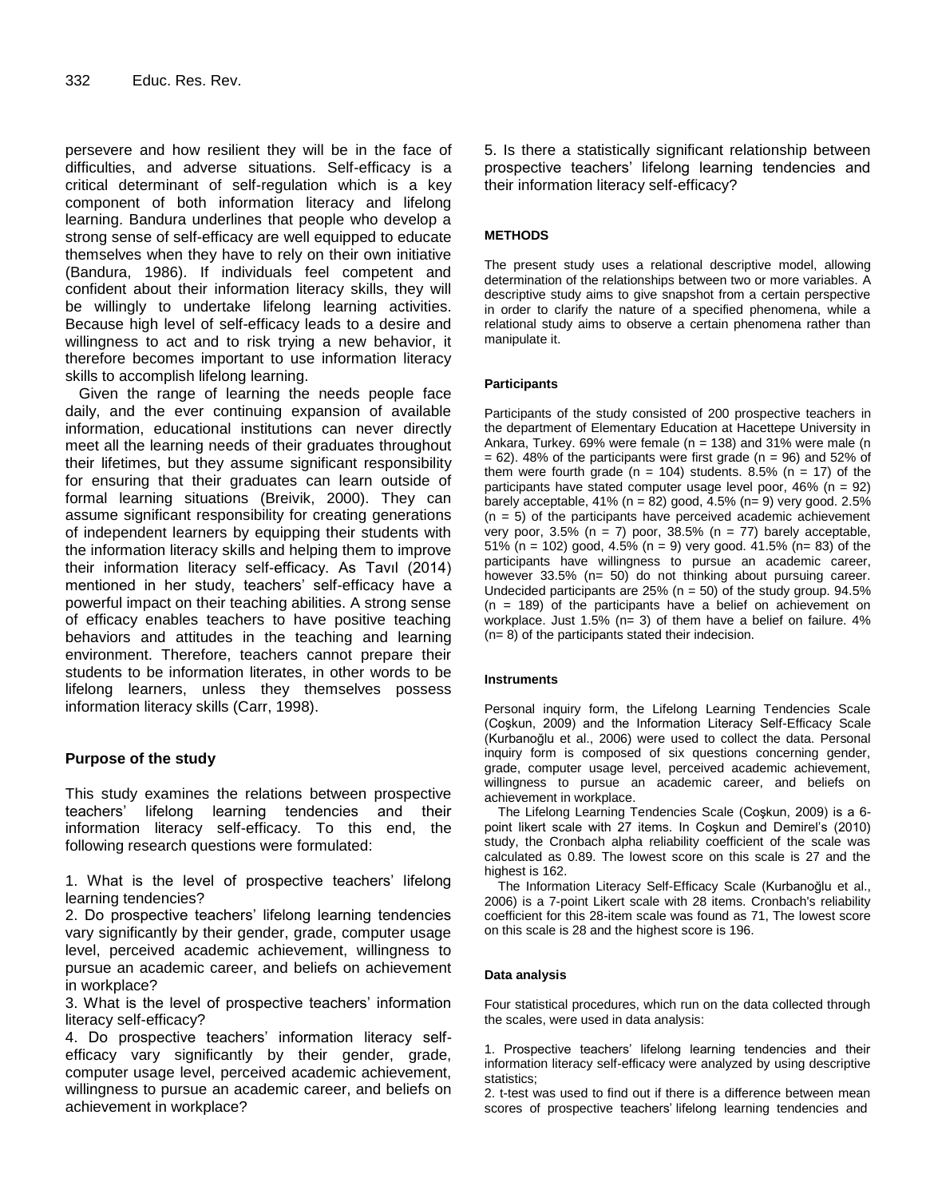persevere and how resilient they will be in the face of difficulties, and adverse situations. Self-efficacy is a critical determinant of self-regulation which is a key component of both information literacy and lifelong learning. Bandura underlines that people who develop a strong sense of self-efficacy are well equipped to educate themselves when they have to rely on their own initiative (Bandura, 1986). If individuals feel competent and confident about their information literacy skills, they will be willingly to undertake lifelong learning activities. Because high level of self-efficacy leads to a desire and willingness to act and to risk trying a new behavior, it therefore becomes important to use information literacy skills to accomplish lifelong learning.

Given the range of learning the needs people face daily, and the ever continuing expansion of available information, educational institutions can never directly meet all the learning needs of their graduates throughout their lifetimes, but they assume significant responsibility for ensuring that their graduates can learn outside of formal learning situations (Breivik, 2000). They can assume significant responsibility for creating generations of independent learners by equipping their students with the information literacy skills and helping them to improve their information literacy self-efficacy. As Tavıl (2014) mentioned in her study, teachers' self-efficacy have a powerful impact on their teaching abilities. A strong sense of efficacy enables teachers to have positive teaching behaviors and attitudes in the teaching and learning environment. Therefore, teachers cannot prepare their students to be information literates, in other words to be lifelong learners, unless they themselves possess information literacy skills (Carr, 1998).

## Purpose of the study

This study examines the relations between prospective teachers' lifelong learning tendencies and their information literacy self-efficacy. To this end, the following research questions were formulated:

1. What is the level of prospective teachers' lifelong learning tendencies?
2. Do prospective teachers' lifelong learning tendencies vary significantly by their gender, grade, computer usage level, perceived academic achievement, willingness to pursue an academic career, and beliefs on achievement in workplace?
3. What is the level of prospective teachers' information literacy self-efficacy?
4. Do prospective teachers' information literacy self-efficacy vary significantly by their gender, grade, computer usage level, perceived academic achievement, willingness to pursue an academic career, and beliefs on achievement in workplace?
5. Is there a statistically significant relationship between prospective teachers' lifelong learning tendencies and their information literacy self-efficacy?

## METHODS

The present study uses a relational descriptive model, allowing determination of the relationships between two or more variables. A descriptive study aims to give snapshot from a certain perspective in order to clarify the nature of a specified phenomena, while a relational study aims to observe a certain phenomena rather than manipulate it.

### Participants

Participants of the study consisted of 200 prospective teachers in the department of Elementary Education at Hacettepe University in Ankara, Turkey. 69% were female (n = 138) and 31% were male (n = 62). 48% of the participants were first grade (n = 96) and 52% of them were fourth grade (n = 104) students. 8.5% (n = 17) of the participants have stated computer usage level poor, 46% (n = 92) barely acceptable, 41% (n = 82) good, 4.5% (n= 9) very good. 2.5% (n = 5) of the participants have perceived academic achievement very poor, 3.5% (n = 7) poor, 38.5% (n = 77) barely acceptable, 51% (n = 102) good, 4.5% (n = 9) very good. 41.5% (n= 83) of the participants have willingness to pursue an academic career, however 33.5% (n= 50) do not thinking about pursuing career. Undecided participants are 25% (n = 50) of the study group. 94.5% (n = 189) of the participants have a belief on achievement on workplace. Just 1.5% (n= 3) of them have a belief on failure. 4% (n= 8) of the participants stated their indecision.

### Instruments

Personal inquiry form, the Lifelong Learning Tendencies Scale (Coşkun, 2009) and the Information Literacy Self-Efficacy Scale (Kurbanoğlu et al., 2006) were used to collect the data. Personal inquiry form is composed of six questions concerning gender, grade, computer usage level, perceived academic achievement, willingness to pursue an academic career, and beliefs on achievement in workplace.

The Lifelong Learning Tendencies Scale (Coşkun, 2009) is a 6-point likert scale with 27 items. In Coşkun and Demirel's (2010) study, the Cronbach alpha reliability coefficient of the scale was calculated as 0.89. The lowest score on this scale is 27 and the highest is 162.

The Information Literacy Self-Efficacy Scale (Kurbanoğlu et al., 2006) is a 7-point Likert scale with 28 items. Cronbach's reliability coefficient for this 28-item scale was found as 71, The lowest score on this scale is 28 and the highest score is 196.

### Data analysis

Four statistical procedures, which run on the data collected through the scales, were used in data analysis:

1. Prospective teachers' lifelong learning tendencies and their information literacy self-efficacy were analyzed by using descriptive statistics;
2. t-test was used to find out if there is a difference between mean scores of prospective teachers' lifelong learning tendencies and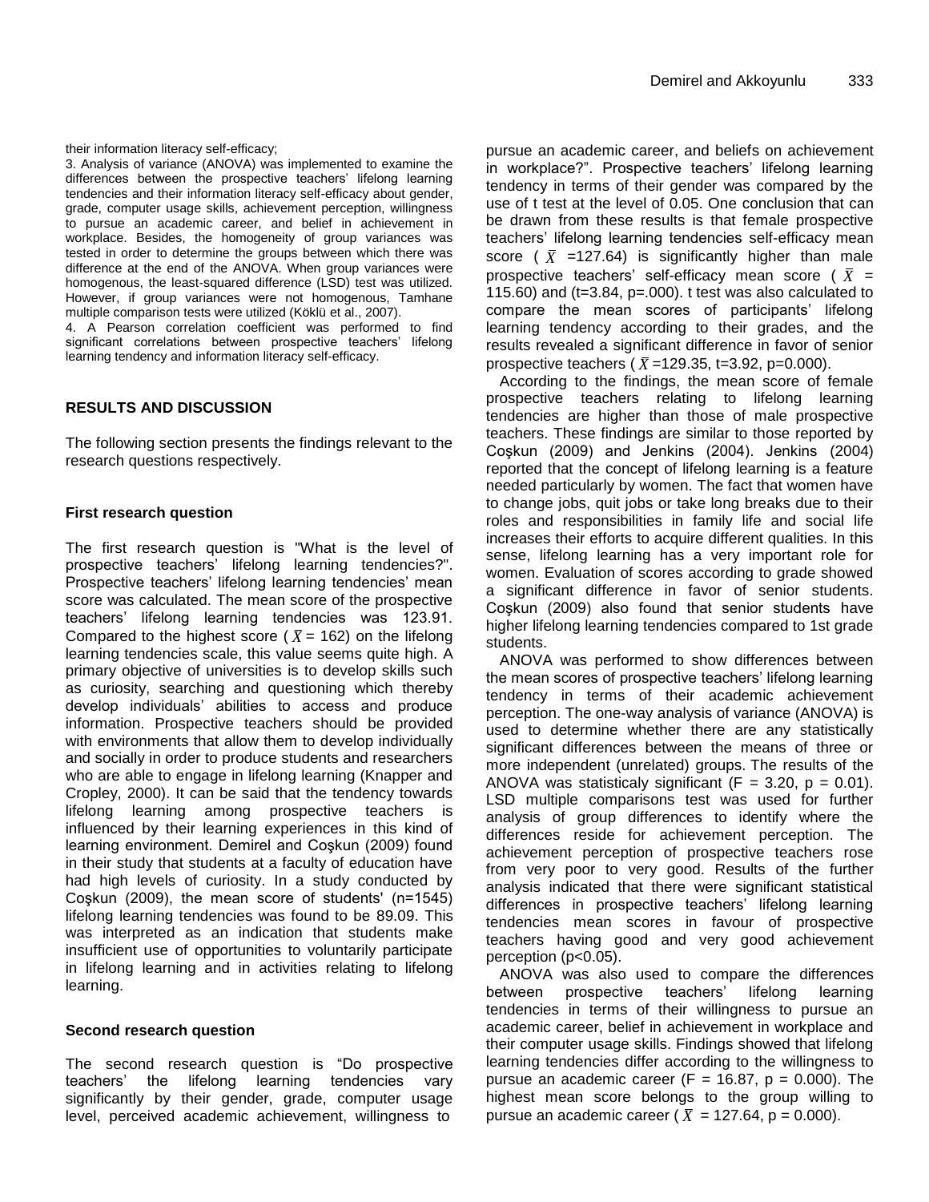their information literacy self-efficacy;

3. Analysis of variance (ANOVA) was implemented to examine the differences between the prospective teachers' lifelong learning tendencies and their information literacy self-efficacy about gender, grade, computer usage skills, achievement perception, willingness to pursue an academic career, and belief in achievement in workplace. Besides, the homogeneity of group variances was tested in order to determine the groups between which there was difference at the end of the ANOVA. When group variances were homogenous, the least-squared difference (LSD) test was utilized. However, if group variances were not homogenous, Tamhane multiple comparison tests were utilized (Köklü et al., 2007).

4. A Pearson correlation coefficient was performed to find significant correlations between prospective teachers' lifelong learning tendency and information literacy self-efficacy.

## RESULTS AND DISCUSSION

The following section presents the findings relevant to the research questions respectively.

### First research question

The first research question is "What is the level of prospective teachers' lifelong learning tendencies?". Prospective teachers' lifelong learning tendencies' mean score was calculated. The mean score of the prospective teachers' lifelong learning tendencies was 123.91. Compared to the highest score ( $\bar{X}$ = 162) on the lifelong learning tendencies scale, this value seems quite high. A primary objective of universities is to develop skills such as curiosity, searching and questioning which thereby develop individuals' abilities to access and produce information. Prospective teachers should be provided with environments that allow them to develop individually and socially in order to produce students and researchers who are able to engage in lifelong learning (Knapper and Cropley, 2000). It can be said that the tendency towards lifelong learning among prospective teachers is influenced by their learning experiences in this kind of learning environment. Demirel and Coşkun (2009) found in their study that students at a faculty of education have had high levels of curiosity. In a study conducted by Coşkun (2009), the mean score of students' (n=1545) lifelong learning tendencies was found to be 89.09. This was interpreted as an indication that students make insufficient use of opportunities to voluntarily participate in lifelong learning and in activities relating to lifelong learning.

### Second research question

The second research question is "Do prospective teachers' the lifelong learning tendencies vary significantly by their gender, grade, computer usage level, perceived academic achievement, willingness to pursue an academic career, and beliefs on achievement in workplace?". Prospective teachers' lifelong learning tendency in terms of their gender was compared by the use of t test at the level of 0.05. One conclusion that can be drawn from these results is that female prospective teachers' lifelong learning tendencies self-efficacy mean score ( $\bar{X}$ =127.64) is significantly higher than male prospective teachers' self-efficacy mean score ( $\bar{X}$ = 115.60) and (t=3.84, p=.000). t test was also calculated to compare the mean scores of participants' lifelong learning tendency according to their grades, and the results revealed a significant difference in favor of senior prospective teachers ( $\bar{X}$ =129.35, t=3.92, p=0.000).

According to the findings, the mean score of female prospective teachers relating to lifelong learning tendencies are higher than those of male prospective teachers. These findings are similar to those reported by Coşkun (2009) and Jenkins (2004). Jenkins (2004) reported that the concept of lifelong learning is a feature needed particularly by women. The fact that women have to change jobs, quit jobs or take long breaks due to their roles and responsibilities in family life and social life increases their efforts to acquire different qualities. In this sense, lifelong learning has a very important role for women. Evaluation of scores according to grade showed a significant difference in favor of senior students. Coşkun (2009) also found that senior students have higher lifelong learning tendencies compared to 1st grade students.

ANOVA was performed to show differences between the mean scores of prospective teachers' lifelong learning tendency in terms of their academic achievement perception. The one-way analysis of variance (ANOVA) is used to determine whether there are any statistically significant differences between the means of three or more independent (unrelated) groups. The results of the ANOVA was statisticaly significant (F = 3.20, p = 0.01). LSD multiple comparisons test was used for further analysis of group differences to identify where the differences reside for achievement perception. The achievement perception of prospective teachers rose from very poor to very good. Results of the further analysis indicated that there were significant statistical differences in prospective teachers' lifelong learning tendencies mean scores in favour of prospective teachers having good and very good achievement perception (p<0.05).

ANOVA was also used to compare the differences between prospective teachers' lifelong learning tendencies in terms of their willingness to pursue an academic career, belief in achievement in workplace and their computer usage skills. Findings showed that lifelong learning tendencies differ according to the willingness to pursue an academic career (F = 16.87, p = 0.000). The highest mean score belongs to the group willing to pursue an academic career ( $\bar{X}$ = 127.64, p = 0.000).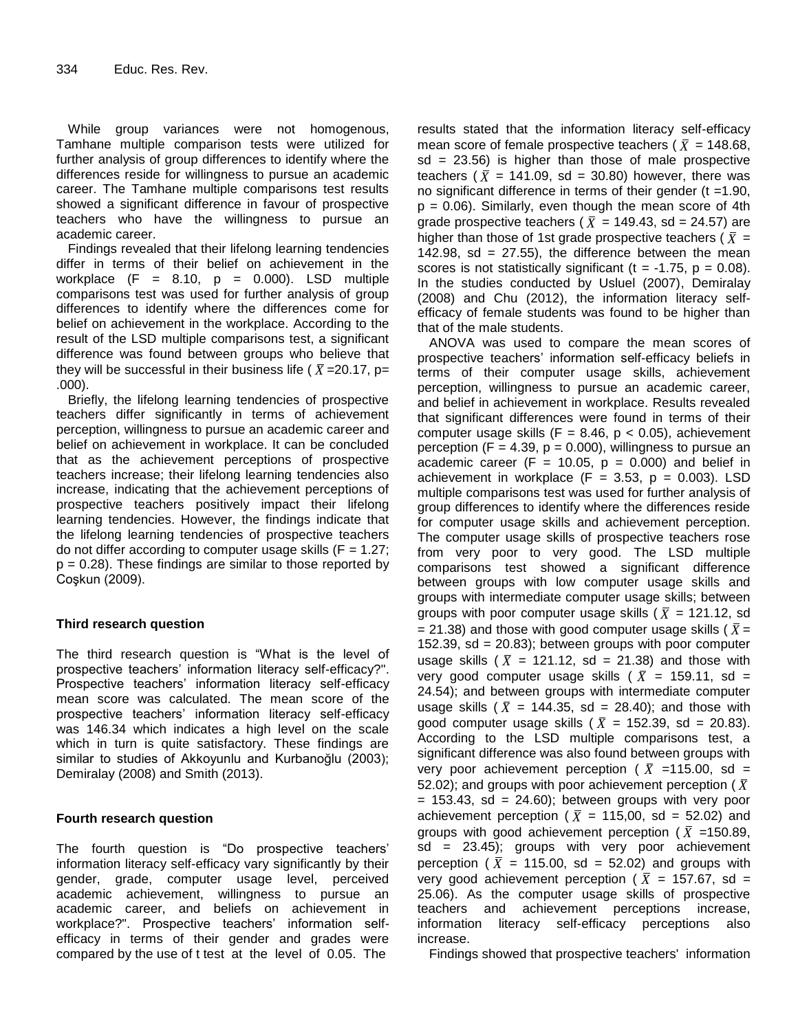While group variances were not homogenous, Tamhane multiple comparison tests were utilized for further analysis of group differences to identify where the differences reside for willingness to pursue an academic career. The Tamhane multiple comparisons test results showed a significant difference in favour of prospective teachers who have the willingness to pursue an academic career.

Findings revealed that their lifelong learning tendencies differ in terms of their belief on achievement in the workplace ($F = 8.10$, $p = 0.000$). LSD multiple comparisons test was used for further analysis of group differences to identify where the differences come for belief on achievement in the workplace. According to the result of the LSD multiple comparisons test, a significant difference was found between groups who believe that they will be successful in their business life ($\bar{X}$ =20.17, p= .000).

Briefly, the lifelong learning tendencies of prospective teachers differ significantly in terms of achievement perception, willingness to pursue an academic career and belief on achievement in workplace. It can be concluded that as the achievement perceptions of prospective teachers increase; their lifelong learning tendencies also increase, indicating that the achievement perceptions of prospective teachers positively impact their lifelong learning tendencies. However, the findings indicate that the lifelong learning tendencies of prospective teachers do not differ according to computer usage skills ($F = 1.27$; $p = 0.28$). These findings are similar to those reported by Coşkun (2009).

### Third research question

The third research question is "What is the level of prospective teachers' information literacy self-efficacy?". Prospective teachers' information literacy self-efficacy mean score was calculated. The mean score of the prospective teachers' information literacy self-efficacy was 146.34 which indicates a high level on the scale which in turn is quite satisfactory. These findings are similar to studies of Akkoyunlu and Kurbanoğlu (2003); Demiralay (2008) and Smith (2013).

### Fourth research question

The fourth question is "Do prospective teachers' information literacy self-efficacy vary significantly by their gender, grade, computer usage level, perceived academic achievement, willingness to pursue an academic career, and beliefs on achievement in workplace?". Prospective teachers' information self-efficacy in terms of their gender and grades were compared by the use of t test at the level of 0.05. The results stated that the information literacy self-efficacy mean score of female prospective teachers ($\bar{X}$ = 148.68, sd = 23.56) is higher than those of male prospective teachers ($\bar{X}$ = 141.09, sd = 30.80) however, there was no significant difference in terms of their gender ($t$ =1.90, $p = 0.06$). Similarly, even though the mean score of 4th grade prospective teachers ($\bar{X}$ = 149.43, sd = 24.57) are higher than those of 1st grade prospective teachers ($\bar{X}$ = 142.98, sd = 27.55), the difference between the mean scores is not statistically significant ($t = -1.75$, $p = 0.08$). In the studies conducted by Usluel (2007), Demiralay (2008) and Chu (2012), the information literacy self-efficacy of female students was found to be higher than that of the male students.

ANOVA was used to compare the mean scores of prospective teachers' information self-efficacy beliefs in terms of their computer usage skills, achievement perception, willingness to pursue an academic career, and belief in achievement in workplace. Results revealed that significant differences were found in terms of their computer usage skills ($F = 8.46$, $p < 0.05$), achievement perception ($F = 4.39$, $p = 0.000$), willingness to pursue an academic career ($F = 10.05$, $p = 0.000$) and belief in achievement in workplace ($F = 3.53$, $p = 0.003$). LSD multiple comparisons test was used for further analysis of group differences to identify where the differences reside for computer usage skills and achievement perception. The computer usage skills of prospective teachers rose from very poor to very good. The LSD multiple comparisons test showed a significant difference between groups with low computer usage skills and groups with intermediate computer usage skills; between groups with poor computer usage skills ($\bar{X}$ = 121.12, sd = 21.38) and those with good computer usage skills ($\bar{X}$ = 152.39, sd = 20.83); between groups with poor computer usage skills ($\bar{X}$ = 121.12, sd = 21.38) and those with very good computer usage skills ($\bar{X}$ = 159.11, sd = 24.54); and between groups with intermediate computer usage skills ($\bar{X}$ = 144.35, sd = 28.40); and those with good computer usage skills ($\bar{X}$ = 152.39, sd = 20.83). According to the LSD multiple comparisons test, a significant difference was also found between groups with very poor achievement perception ($\bar{X}$ =115.00, sd = 52.02); and groups with poor achievement perception ($\bar{X}$ = 153.43, sd = 24.60); between groups with very poor achievement perception ($\bar{X}$ = 115,00, sd = 52.02) and groups with good achievement perception ($\bar{X}$ =150.89, sd = 23.45); groups with very poor achievement perception ($\bar{X}$ = 115.00, sd = 52.02) and groups with very good achievement perception ($\bar{X}$ = 157.67, sd = 25.06). As the computer usage skills of prospective teachers and achievement perceptions increase, information literacy self-efficacy perceptions also increase.

Findings showed that prospective teachers' information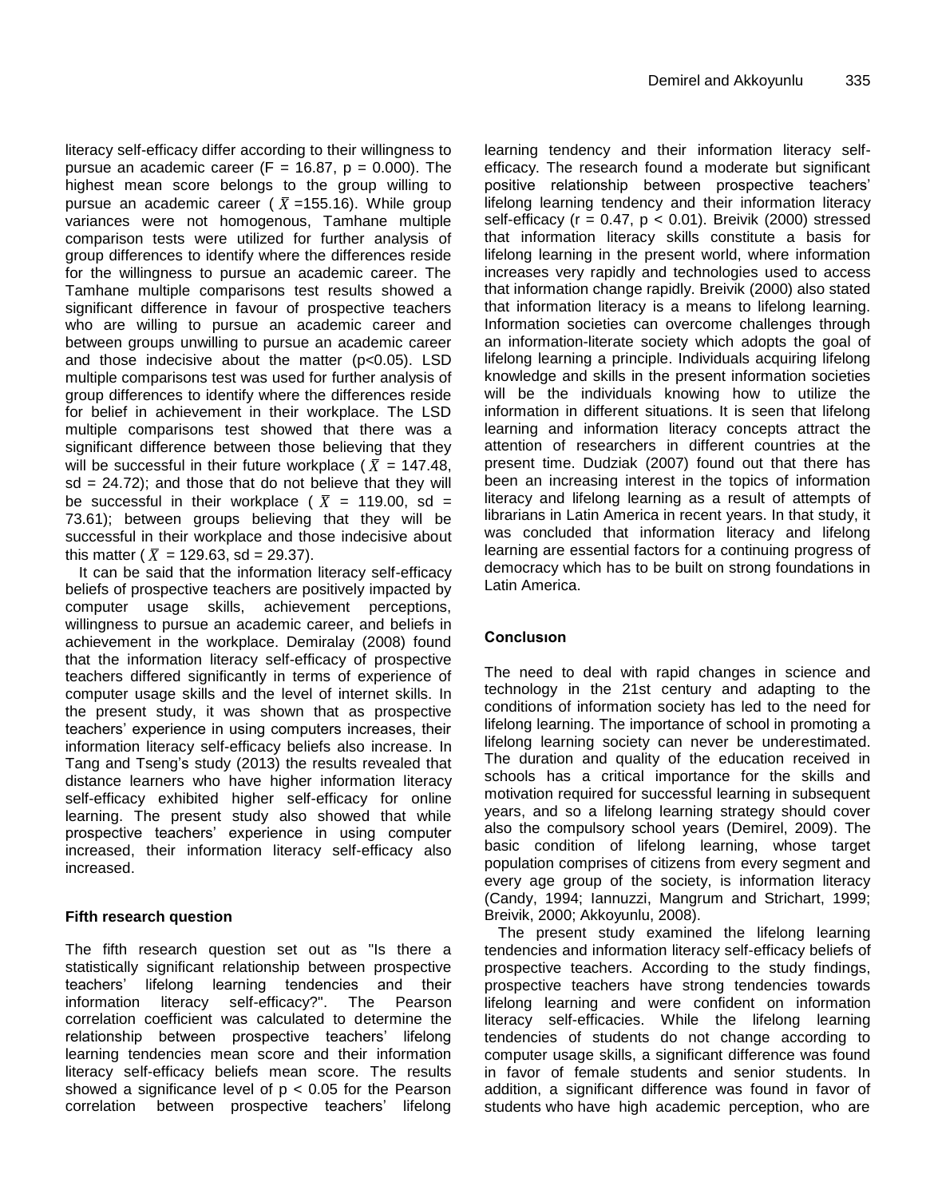literacy self-efficacy differ according to their willingness to pursue an academic career ($F = 16.87$, $p = 0.000$). The highest mean score belongs to the group willing to pursue an academic career ( $\bar{X}$ =155.16). While group variances were not homogenous, Tamhane multiple comparison tests were utilized for further analysis of group differences to identify where the differences reside for the willingness to pursue an academic career. The Tamhane multiple comparisons test results showed a significant difference in favour of prospective teachers who are willing to pursue an academic career and between groups unwilling to pursue an academic career and those indecisive about the matter ($p<0.05$). LSD multiple comparisons test was used for further analysis of group differences to identify where the differences reside for belief in achievement in their workplace. The LSD multiple comparisons test showed that there was a significant difference between those believing that they will be successful in their future workplace ( $\bar{X}$ = 147.48, sd = 24.72); and those that do not believe that they will be successful in their workplace ( $\bar{X}$ = 119.00, sd = 73.61); between groups believing that they will be successful in their workplace and those indecisive about this matter ( $\bar{X}$ = 129.63, sd = 29.37).

It can be said that the information literacy self-efficacy beliefs of prospective teachers are positively impacted by computer usage skills, achievement perceptions, willingness to pursue an academic career, and beliefs in achievement in the workplace. Demiralay (2008) found that the information literacy self-efficacy of prospective teachers differed significantly in terms of experience of computer usage skills and the level of internet skills. In the present study, it was shown that as prospective teachers' experience in using computers increases, their information literacy self-efficacy beliefs also increase. In Tang and Tseng's study (2013) the results revealed that distance learners who have higher information literacy self-efficacy exhibited higher self-efficacy for online learning. The present study also showed that while prospective teachers' experience in using computer increased, their information literacy self-efficacy also increased.

### Fifth research question

The fifth research question set out as "Is there a statistically significant relationship between prospective teachers' lifelong learning tendencies and their information literacy self-efficacy?". The Pearson correlation coefficient was calculated to determine the relationship between prospective teachers' lifelong learning tendencies mean score and their information literacy self-efficacy beliefs mean score. The results showed a significance level of $p < 0.05$ for the Pearson correlation between prospective teachers' lifelong learning tendency and their information literacy self-efficacy. The research found a moderate but significant positive relationship between prospective teachers' lifelong learning tendency and their information literacy self-efficacy ($r = 0.47$, $p < 0.01$). Breivik (2000) stressed that information literacy skills constitute a basis for lifelong learning in the present world, where information increases very rapidly and technologies used to access that information change rapidly. Breivik (2000) also stated that information literacy is a means to lifelong learning. Information societies can overcome challenges through an information-literate society which adopts the goal of lifelong learning a principle. Individuals acquiring lifelong knowledge and skills in the present information societies will be the individuals knowing how to utilize the information in different situations. It is seen that lifelong learning and information literacy concepts attract the attention of researchers in different countries at the present time. Dudziak (2007) found out that there has been an increasing interest in the topics of information literacy and lifelong learning as a result of attempts of librarians in Latin America in recent years. In that study, it was concluded that information literacy and lifelong learning are essential factors for a continuing progress of democracy which has to be built on strong foundations in Latin America.

## Conclusıon

The need to deal with rapid changes in science and technology in the 21st century and adapting to the conditions of information society has led to the need for lifelong learning. The importance of school in promoting a lifelong learning society can never be underestimated. The duration and quality of the education received in schools has a critical importance for the skills and motivation required for successful learning in subsequent years, and so a lifelong learning strategy should cover also the compulsory school years (Demirel, 2009). The basic condition of lifelong learning, whose target population comprises of citizens from every segment and every age group of the society, is information literacy (Candy, 1994; Iannuzzi, Mangrum and Strichart, 1999; Breivik, 2000; Akkoyunlu, 2008).

The present study examined the lifelong learning tendencies and information literacy self-efficacy beliefs of prospective teachers. According to the study findings, prospective teachers have strong tendencies towards lifelong learning and were confident on information literacy self-efficacies. While the lifelong learning tendencies of students do not change according to computer usage skills, a significant difference was found in favor of female students and senior students. In addition, a significant difference was found in favor of students who have high academic perception, who are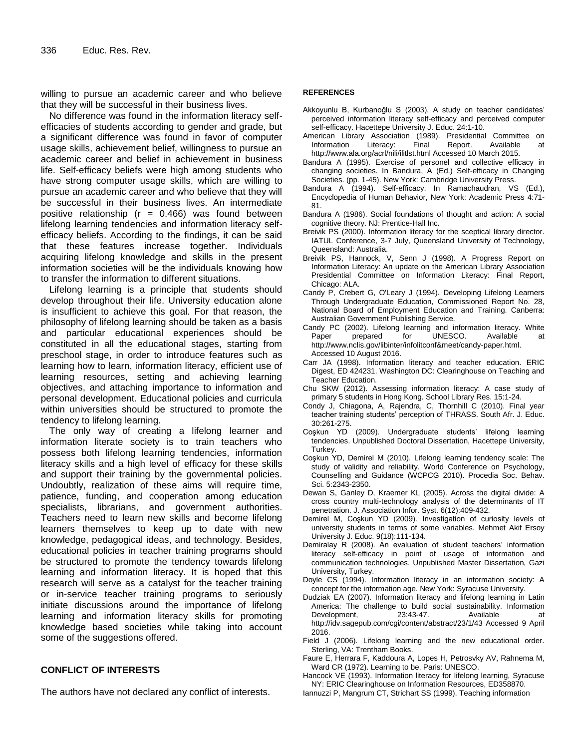willing to pursue an academic career and who believe that they will be successful in their business lives.

No difference was found in the information literacy self-efficacies of students according to gender and grade, but a significant difference was found in favor of computer usage skills, achievement belief, willingness to pursue an academic career and belief in achievement in business life. Self-efficacy beliefs were high among students who have strong computer usage skills, which are willing to pursue an academic career and who believe that they will be successful in their business lives. An intermediate positive relationship ($r = 0.466$) was found between lifelong learning tendencies and information literacy self-efficacy beliefs. According to the findings, it can be said that these features increase together. Individuals acquiring lifelong knowledge and skills in the present information societies will be the individuals knowing how to transfer the information to different situations.

Lifelong learning is a principle that students should develop throughout their life. University education alone is insufficient to achieve this goal. For that reason, the philosophy of lifelong learning should be taken as a basis and particular educational experiences should be constituted in all the educational stages, starting from preschool stage, in order to introduce features such as learning how to learn, information literacy, efficient use of learning resources, setting and achieving learning objectives, and attaching importance to information and personal development. Educational policies and curricula within universities should be structured to promote the tendency to lifelong learning.

The only way of creating a lifelong learner and information literate society is to train teachers who possess both lifelong learning tendencies, information literacy skills and a high level of efficacy for these skills and support their training by the governmental policies. Undoubtly, realization of these aims will require time, patience, funding, and cooperation among education specialists, librarians, and government authorities. Teachers need to learn new skills and become lifelong learners themselves to keep up to date with new knowledge, pedagogical ideas, and technology. Besides, educational policies in teacher training programs should be structured to promote the tendency towards lifelong learning and information literacy. It is hoped that this research will serve as a catalyst for the teacher training or in-service teacher training programs to seriously initiate discussions around the importance of lifelong learning and information literacy skills for promoting knowledge based societies while taking into account some of the suggestions offered.

## CONFLICT OF INTERESTS

The authors have not declared any conflict of interests.

## REFERENCES

Akkoyunlu B, Kurbanoğlu S (2003). A study on teacher candidates' perceived information literacy self-efficacy and perceived computer self-efficacy. Hacettepe University J. Educ. 24:1-10.

American Library Association (1989). Presidential Committee on Information Literacy: Final Report. Available at http://www.ala.org/acrl/nili/ilitlst.html Accessed 10 March 2015.

Bandura A (1995). Exercise of personel and collective efficacy in changing societies. In Bandura, A (Ed.) Self-efficacy in Changing Societies. (pp. 1-45). New York: Cambridge University Press.

Bandura A (1994). Self-efficacy. In Ramachaudran, VS (Ed.), Encyclopedia of Human Behavior, New York: Academic Press 4:71-81.

Bandura A (1986). Social foundations of thought and action: A social cognitive theory. NJ: Prentice-Hall Inc.

Breivik PS (2000). Information literacy for the sceptical library director. IATUL Conference, 3-7 July, Queensland University of Technology, Queensland: Australia.

Breivik PS, Hannock, V, Senn J (1998). A Progress Report on Information Literacy: An update on the American Library Association Presidential Committee on Information Literacy: Final Report, Chicago: ALA.

Candy P, Crebert G, O'Leary J (1994). Developing Lifelong Learners Through Undergraduate Education, Commissioned Report No. 28, National Board of Employment Education and Training. Canberra: Australian Government Publishing Service.

Candy PC (2002). Lifelong learning and information literacy. White Paper prepared for UNESCO. Available at http://www.nclis.gov/libinter/infolitconf&meet/candy-paper.html. Accessed 10 August 2016.

Carr JA (1998). Information literacy and teacher education. ERIC Digest, ED 424231. Washington DC: Clearinghouse on Teaching and Teacher Education.

Chu SKW (2012). Assessing information literacy: A case study of primary 5 students in Hong Kong. School Library Res. 15:1-24.

Condy J, Chiagona, A, Rajendra, C, Thornhill C (2010). Final year teacher training students' perception of THRASS. South Afr. J. Educ. 30:261-275.

Coşkun YD (2009). Undergraduate students' lifelong learning tendencies. Unpublished Doctoral Dissertation, Hacettepe University, Turkey.

Coşkun YD, Demirel M (2010). Lifelong learning tendency scale: The study of validity and reliability. World Conference on Psychology, Counselling and Guidance (WCPCG 2010). Procedia Soc. Behav. Sci. 5:2343-2350.

Dewan S, Ganley D, Kraemer KL (2005). Across the digital divide: A cross country multi-technology analysis of the determinants of IT penetration. J. Association Infor. Syst. 6(12):409-432.

Demirel M, Coşkun YD (2009). Investigation of curiosity levels of university students in terms of some variables. Mehmet Akif Ersoy University J. Educ. 9(18):111-134.

Demiralay R (2008). An evaluation of student teachers' information literacy self-efficacy in point of usage of information and communication technologies. Unpublished Master Dissertation, Gazi University, Turkey.

Doyle CS (1994). Information literacy in an information society: A concept for the information age. New York: Syracuse University.

Dudziak EA (2007). Information literacy and lifelong learning in Latin America: The challenge to build social sustainability. Information Development, 23:43-47. Available at http://idv.sagepub.com/cgi/content/abstract/23/1/43 Accessed 9 April 2016.

Field J (2006). Lifelong learning and the new educational order. Sterling, VA: Trentham Books.

Faure E, Herrara F, Kaddoura A, Lopes H, Petrosvky AV, Rahnema M, Ward CR (1972). Learning to be. Paris: UNESCO.

Hancock VE (1993). Information literacy for lifelong learning, Syracuse NY: ERIC Clearinghouse on Information Resources, ED358870.

Iannuzzi P, Mangrum CT, Strichart SS (1999). Teaching information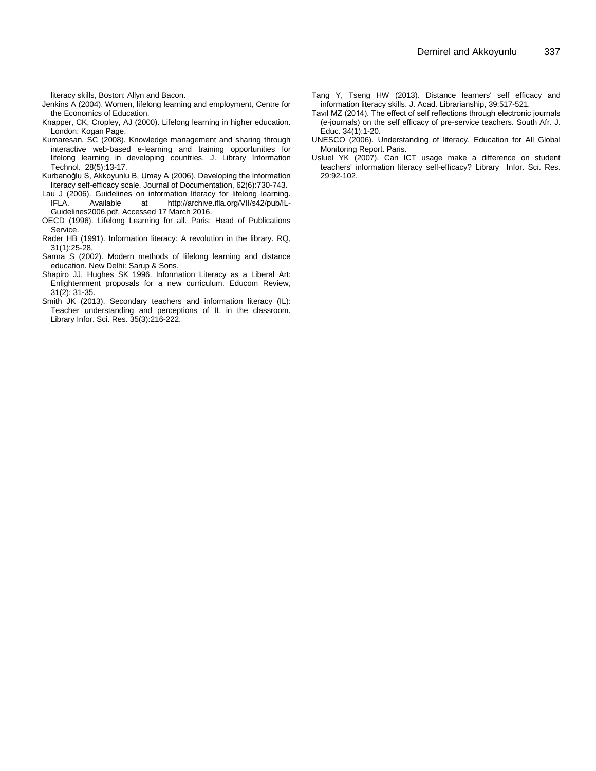literacy skills, Boston: Allyn and Bacon.

Jenkins A (2004). Women, lifelong learning and employment, Centre for the Economics of Education.

Knapper, CK, Cropley, AJ (2000). Lifelong learning in higher education. London: Kogan Page.

Kumaresan, SC (2008). Knowledge management and sharing through interactive web-based e-learning and training opportunities for lifelong learning in developing countries. J. Library Information Technol. 28(5):13-17.

Kurbanoğlu S, Akkoyunlu B, Umay A (2006). Developing the information literacy self-efficacy scale. Journal of Documentation, 62(6):730-743.

Lau J (2006). Guidelines on information literacy for lifelong learning. IFLA. Available at http://archive.ifla.org/VII/s42/pub/IL-Guidelines2006.pdf. Accessed 17 March 2016.

OECD (1996). Lifelong Learning for all. Paris: Head of Publications Service.

Rader HB (1991). Information literacy: A revolution in the library. RQ, 31(1):25-28.

Sarma S (2002). Modern methods of lifelong learning and distance education. New Delhi: Sarup & Sons.

Shapiro JJ, Hughes SK 1996. Information Literacy as a Liberal Art: Enlightenment proposals for a new curriculum. Educom Review, 31(2): 31-35.

Smith JK (2013). Secondary teachers and information literacy (IL): Teacher understanding and perceptions of IL in the classroom. Library Infor. Sci. Res. 35(3):216-222.

Tang Y, Tseng HW (2013). Distance learners' self efficacy and information literacy skills. J. Acad. Librarianship, 39:517-521.

Tavıl MZ (2014). The effect of self reflections through electronic journals (e-journals) on the self efficacy of pre-service teachers. South Afr. J. Educ. 34(1):1-20.

UNESCO (2006). Understanding of literacy. Education for All Global Monitoring Report. Paris.

Usluel YK (2007). Can ICT usage make a difference on student teachers' information literacy self-efficacy? Library Infor. Sci. Res. 29:92-102.